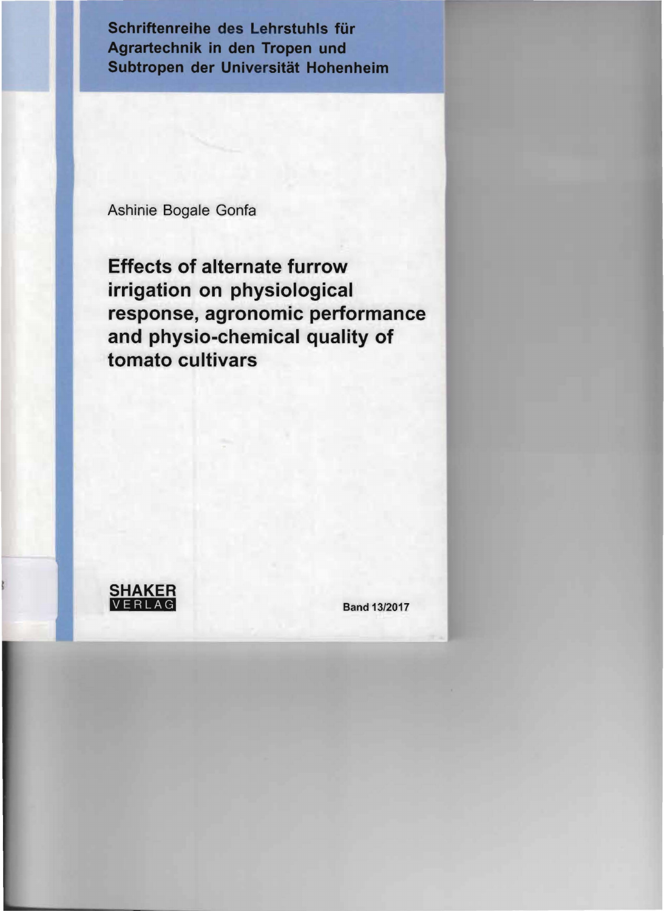Schriftenreihe des Lehrstuhls für Agrartechnik in den Tropen und Subtropen der Universität Hohenheim

Ashinie Bogale Gonfa

# Effects of alternate furrow irrigation on physiological response, agronomic performance and physio-chemical quality of tomato cultivars

SHAKER VERLAG

Band 13/2017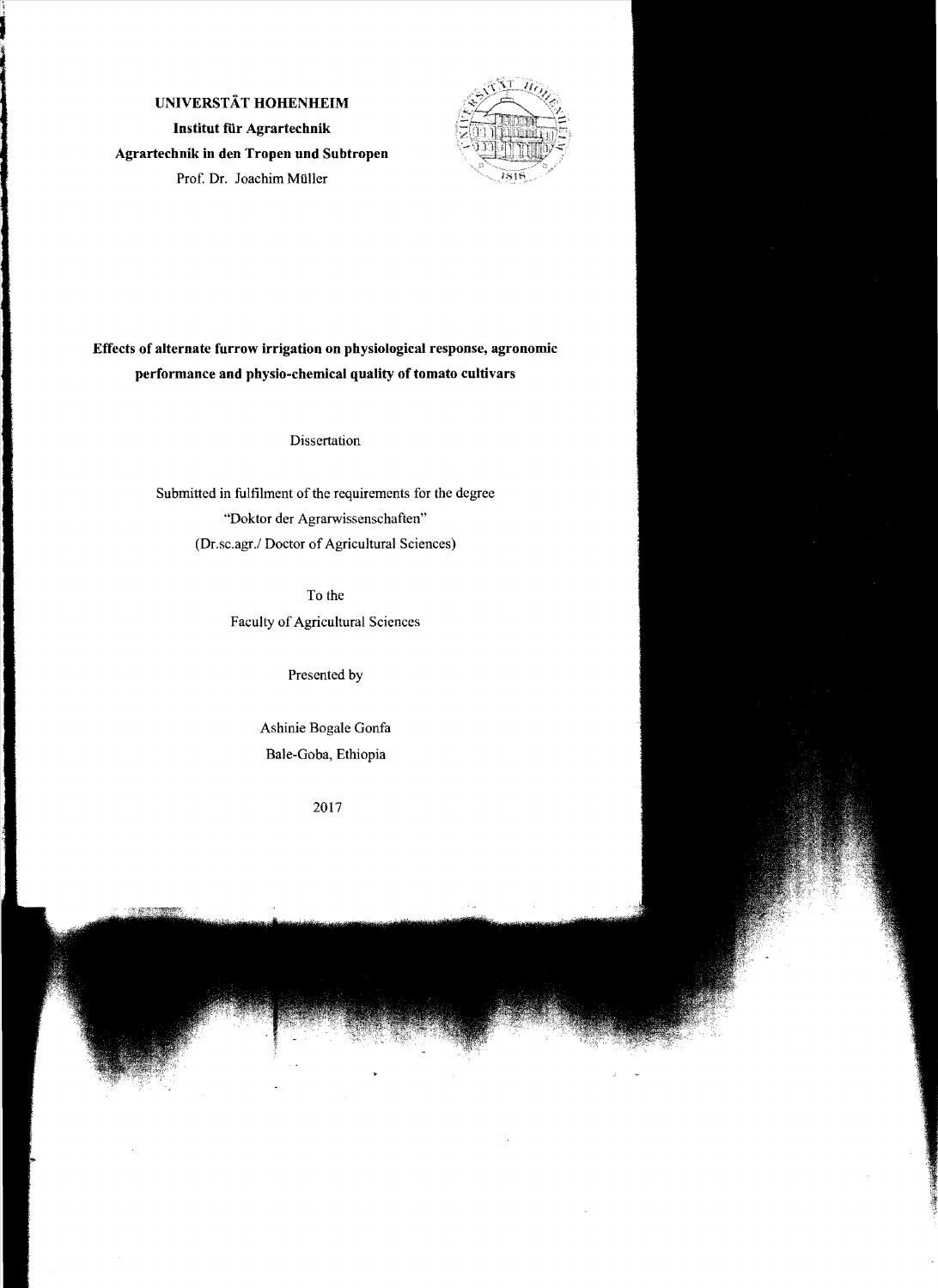**UNIVERSTÄT HOHENHEIM**

**Institut für Agrartechnik**

**Agrartechnik in den Tropen und Subtropen**

Prof. Dr. Joachim Müller

**Effects of alternate furrow irrigation on physiological response, agronomic performance and physio-chemical quality of tomato cultivars**

Dissertation

Submitted in fulfilment of the requirements for the degree

"Doktor der Agrarwissenschaften"

(Dr.sc.agr./ Doctor of Agricultural Sciences)

To the

Faculty of Agricultural Sciences

Presented by

Ashinie Bogale Gonfa

Bale-Goba, Ethiopia

2017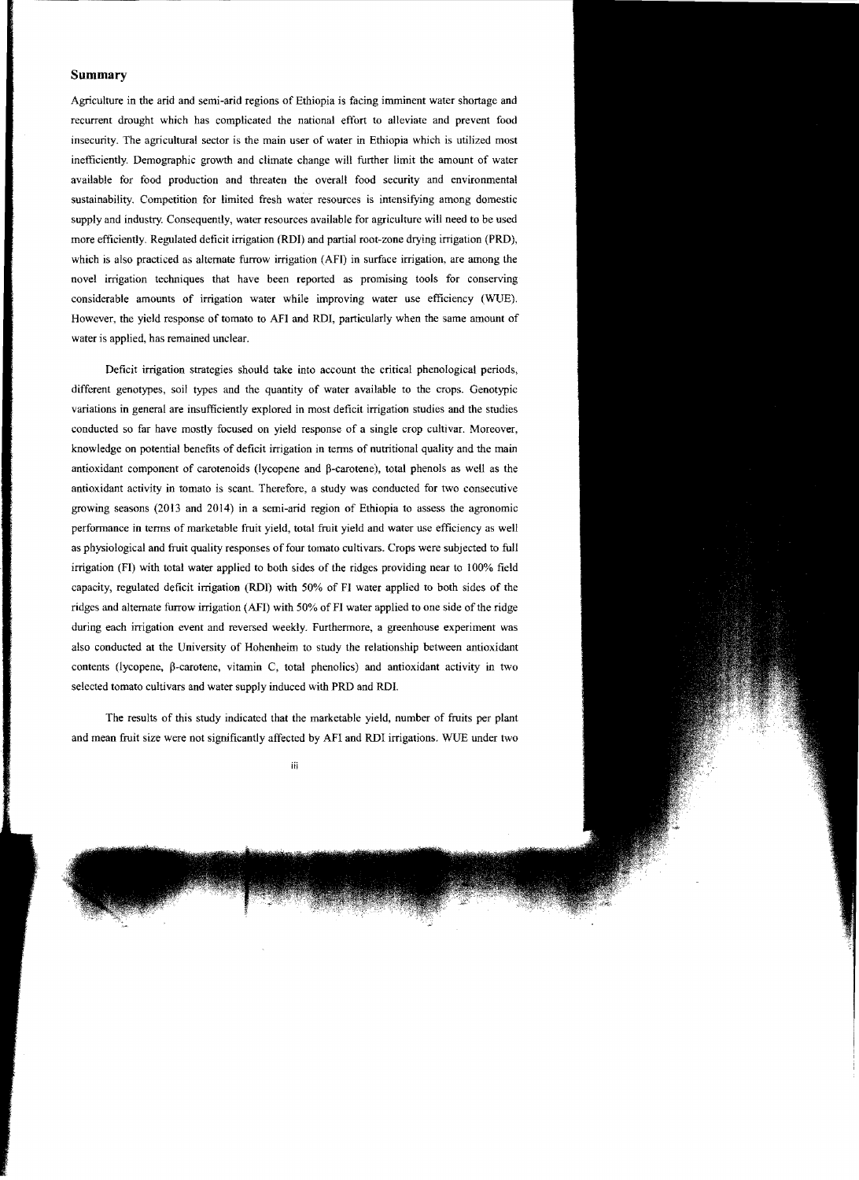## Summary

Agriculture in the arid and semi-arid regions of Ethiopia is facing imminent water shortage and recurrent drought which has complicated the national effort to alleviate and prevent food insecurity. The agricultural sector is the main user of water in Ethiopia which is utilized most inefficiently. Demographic growth and climate change will further limit the amount of water available for food production and threaten the overall food security and environmental sustainability. Competition for limited fresh water resources is intensifying among domestic supply and industry. Consequently, water resources available for agriculture will need to be used more efficiently. Regulated deficit irrigation (RDI) and partial root-zone drying irrigation (PRD), which is also practiced as alternate furrow irrigation (AFI) in surface irrigation, are among the novel irrigation techniques that have been reported as promising tools for conserving considerable amounts of irrigation water while improving water use efficiency (WUE). However, the yield response of tomato to AFI and RDI, particularly when the same amount of water is applied, has remained unclear.

Deficit irrigation strategies should take into account the critical phenological periods, different genotypes, soil types and the quantity of water available to the crops. Genotypic variations in general are insufficiently explored in most deficit irrigation studies and the studies conducted so far have mostly focused on yield response of a single crop cultivar. Moreover, knowledge on potential benefits of deficit irrigation in terms of nutritional quality and the main antioxidant component of carotenoids (lycopene and β-carotene), total phenols as well as the antioxidant activity in tomato is scant. Therefore, a study was conducted for two consecutive growing seasons (2013 and 2014) in a semi-arid region of Ethiopia to assess the agronomic performance in terms of marketable fruit yield, total fruit yield and water use efficiency as well as physiological and fruit quality responses of four tomato cultivars. Crops were subjected to full irrigation (FI) with total water applied to both sides of the ridges providing near to 100% field capacity, regulated deficit irrigation (RDI) with 50% of FI water applied to both sides of the ridges and alternate furrow irrigation (AFI) with 50% of FI water applied to one side of the ridge during each irrigation event and reversed weekly. Furthermore, a greenhouse experiment was also conducted at the University of Hohenheim to study the relationship between antioxidant contents (lycopene, β-carotene, vitamin C, total phenolics) and antioxidant activity in two selected tomato cultivars and water supply induced with PRD and RDI.

The results of this study indicated that the marketable yield, number of fruits per plant and mean fruit size were not significantly affected by AFI and RDI irrigations. WUE under two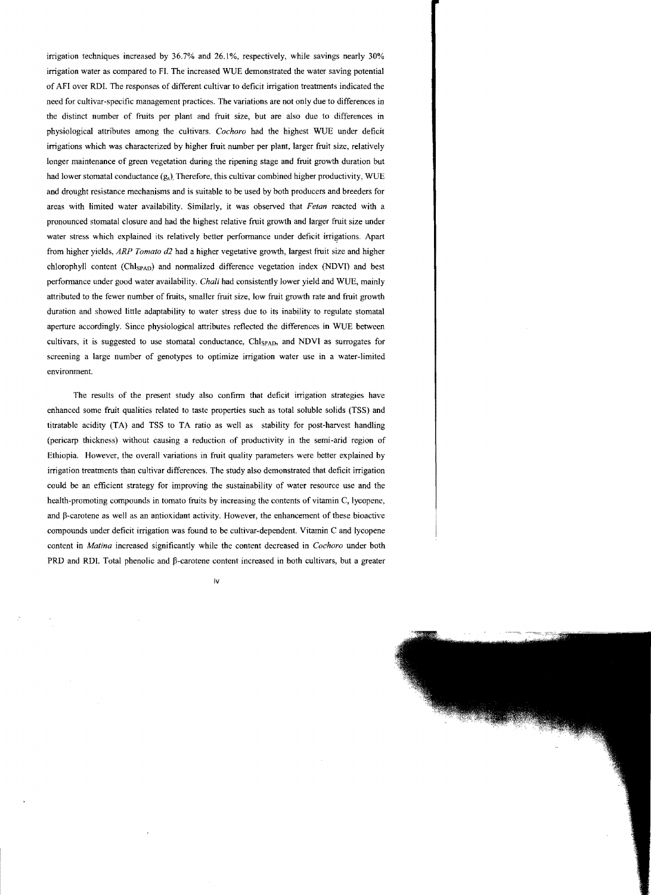irrigation techniques increased by 36.7% and 26.1%, respectively, while savings nearly 30% irrigation water as compared to FI. The increased WUE demonstrated the water saving potential of AFI over RDI. The responses of different cultivar to deficit irrigation treatments indicated the need for cultivar-specific management practices. The variations are not only due to differences in the distinct number of fruits per plant and fruit size, but are also due to differences in physiological attributes among the cultivars. *Cochoro* had the highest WUE under deficit irrigations which was characterized by higher fruit number per plant, larger fruit size, relatively longer maintenance of green vegetation during the ripening stage and fruit growth duration but had lower stomatal conductance ($g_s$). Therefore, this cultivar combined higher productivity, WUE and drought resistance mechanisms and is suitable to be used by both producers and breeders for areas with limited water availability. Similarly, it was observed that *Fetan* reacted with a pronounced stomatal closure and had the highest relative fruit growth and larger fruit size under water stress which explained its relatively better performance under deficit irrigations. Apart from higher yields, *ARP Tomato d2* had a higher vegetative growth, largest fruit size and higher chlorophyll content ($Chl_{SPAD}$) and normalized difference vegetation index (NDVI) and best performance under good water availability. *Chali* had consistently lower yield and WUE, mainly attributed to the fewer number of fruits, smaller fruit size, low fruit growth rate and fruit growth duration and showed little adaptability to water stress due to its inability to regulate stomatal aperture accordingly. Since physiological attributes reflected the differences in WUE between cultivars, it is suggested to use stomatal conductance, $Chl_{SPAD}$, and NDVI as surrogates for screening a large number of genotypes to optimize irrigation water use in a water-limited environment.

The results of the present study also confirm that deficit irrigation strategies have enhanced some fruit qualities related to taste properties such as total soluble solids (TSS) and titratable acidity (TA) and TSS to TA ratio as well as stability for post-harvest handling (pericarp thickness) without causing a reduction of productivity in the semi-arid region of Ethiopia. However, the overall variations in fruit quality parameters were better explained by irrigation treatments than cultivar differences. The study also demonstrated that deficit irrigation could be an efficient strategy for improving the sustainability of water resource use and the health-promoting compounds in tomato fruits by increasing the contents of vitamin C, lycopene, and β-carotene as well as an antioxidant activity. However, the enhancement of these bioactive compounds under deficit irrigation was found to be cultivar-dependent. Vitamin C and lycopene content in *Matina* increased significantly while the content decreased in *Cochoro* under both PRD and RDI. Total phenolic and β-carotene content increased in both cultivars, but a greater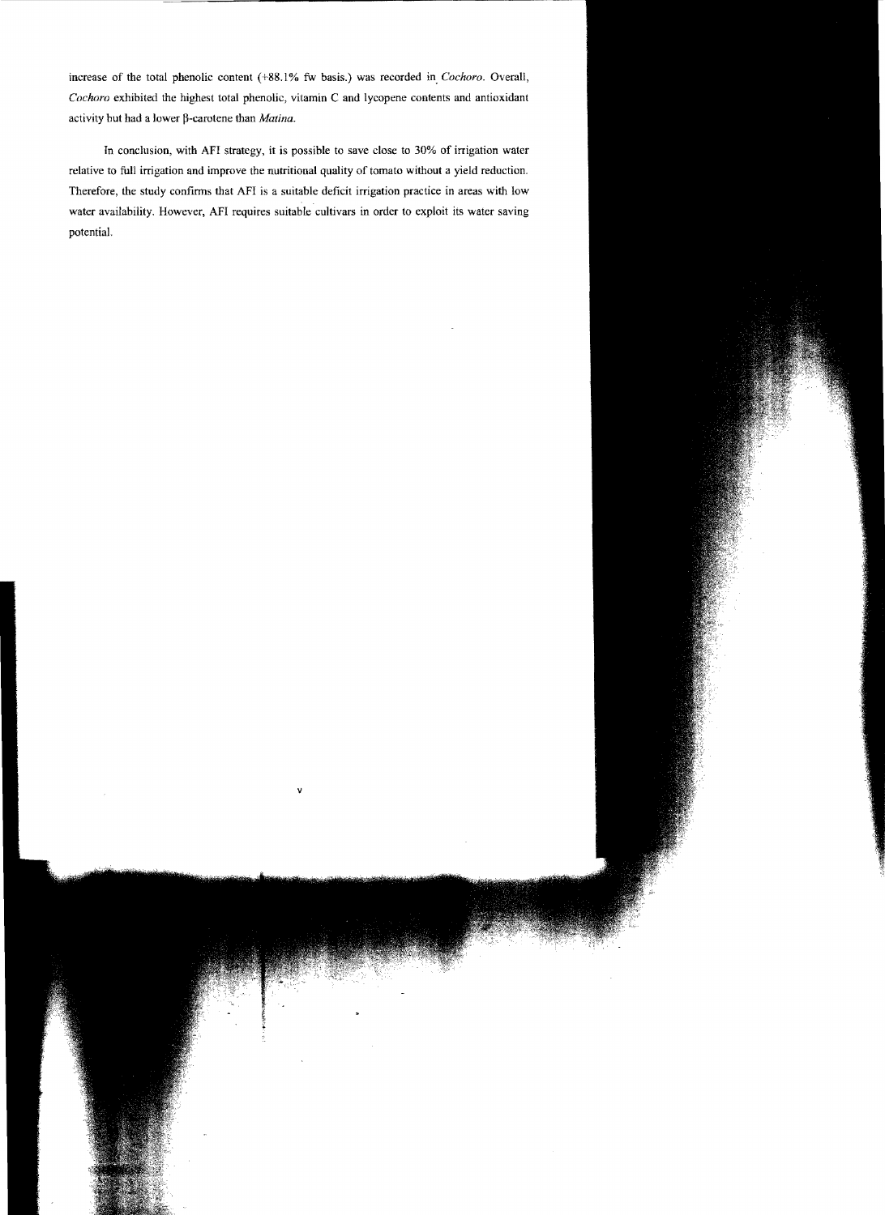increase of the total phenolic content (+88.1% fw basis.) was recorded in *Cochoro*. Overall, *Cochoro* exhibited the highest total phenolic, vitamin C and lycopene contents and antioxidant activity but had a lower β-carotene than *Matina*.

In conclusion, with AFI strategy, it is possible to save close to 30% of irrigation water relative to full irrigation and improve the nutritional quality of tomato without a yield reduction. Therefore, the study confirms that AFI is a suitable deficit irrigation practice in areas with low water availability. However, AFI requires suitable cultivars in order to exploit its water saving potential.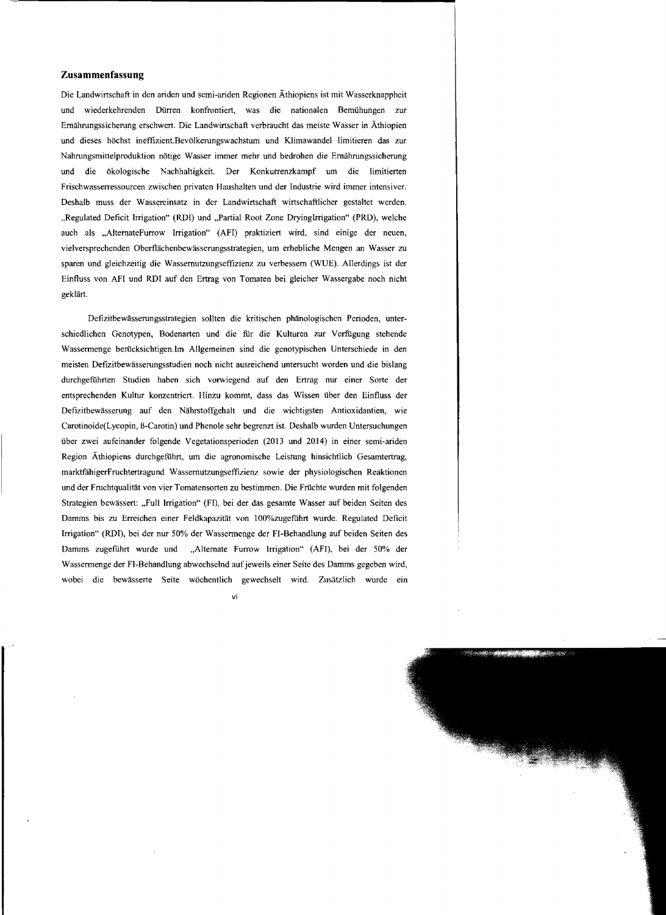## Zusammenfassung

Die Landwirtschaft in den ariden und semi-ariden Regionen Äthiopiens ist mit Wasserknappheit und wiederkehrenden Dürren konfrontiert, was die nationalen Bemühungen zur Ernährungssicherung erschwert. Die Landwirtschaft verbraucht das meiste Wasser in Äthiopien und dieses höchst ineffizient.Bevölkerungswachstum und Klimawandel limitieren das zur Nahrungsmittelproduktion nötige Wasser immer mehr und bedrohen die Ernährungssicherung und die ökologische Nachhaltigkeit. Der Konkurrenzkampf um die limitierten Frischwasserressourcen zwischen privaten Haushalten und der Industrie wird immer intensiver. Deshalb muss der Wassereinsatz in der Landwirtschaft wirtschaftlicher gestaltet werden. „Regulated Deficit Irrigation" (RDI) und „Partial Root Zone DryingIrrigation" (PRD), welche auch als „AlternateFurrow Irrigation" (AFI) praktiziert wird, sind einige der neuen, vielversprechenden Oberflächenbewässerungsstrategien, um erhebliche Mengen an Wasser zu sparen und gleichzeitig die Wassernutzungseffizienz zu verbessern (WUE). Allerdings ist der Einfluss von AFI und RDI auf den Ertrag von Tomaten bei gleicher Wassergabe noch nicht geklärt.

Defizitbewässerungsstrategien sollten die kritischen phänologischen Perioden, unterschiedlichen Genotypen, Bodenarten und die für die Kulturen zur Verfügung stehende Wassermenge berücksichtigen.Im Allgemeinen sind die genotypischen Unterschiede in den meisten Defizitbewässerungsstudien noch nicht ausreichend untersucht worden und die bislang durchgeführten Studien haben sich vorwiegend auf den Ertrag nur einer Sorte der entsprechenden Kultur konzentriert. Hinzu kommt, dass das Wissen über den Einfluss der Defizitbewässerung auf den Nährstoffgehalt und die wichtigsten Antioxidantien, wie Carotinoide(Lycopin, ß-Carotin) und Phenole sehr begrenzt ist. Deshalb wurden Untersuchungen über zwei aufeinander folgende Vegetationsperioden (2013 und 2014) in einer semi-ariden Region Äthiopiens durchgeführt, um die agronomische Leistung hinsichtlich Gesamtertrag, marktfähigerFruchtertragund Wassernutzungseffizienz sowie der physiologischen Reaktionen und der Fruchtqualität von vier Tomatensorten zu bestimmen. Die Früchte wurden mit folgenden Strategien bewässert: „Full Irrigation" (FI), bei der das gesamte Wasser auf beiden Seiten des Damms bis zu Erreichen einer Feldkapazität von 100%zugeführt wurde. Regulated Deficit Irrigation" (RDI), bei der nur 50% der Wassermenge der FI-Behandlung auf beiden Seiten des Damms zugeführt wurde und „Alternate Furrow Irrigation" (AFI), bei der 50% der Wassermenge der FI-Behandlung abwechselnd auf jeweils einer Seite des Damms gegeben wird, wobei die bewässerte Seite wöchentlich gewechselt wird. Zusätzlich wurde ein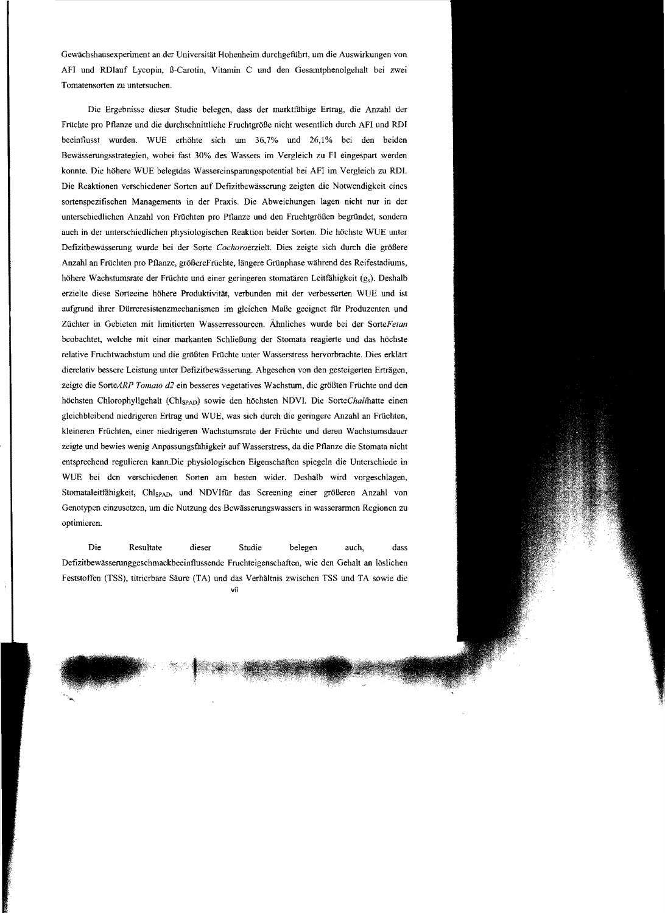Gewächshausexperiment an der Universität Hohenheim durchgeführt, um die Auswirkungen von AFI und RDIauf Lycopin, ß-Carotin, Vitamin C und den Gesamtphenolgehalt bei zwei Tomatensorten zu untersuchen.

Die Ergebnisse dieser Studie belegen, dass der marktfähige Ertrag, die Anzahl der Früchte pro Pflanze und die durchschnittliche Fruchtgröße nicht wesentlich durch AFI und RDI beeinflusst wurden. WUE erhöhte sich um 36,7% und 26,1% bei den beiden Bewässerungsstrategien, wobei fast 30% des Wassers im Vergleich zu FI eingespart werden konnte. Die höhere WUE belegtdas Wassereinsparungspotential bei AFI im Vergleich zu RDI. Die Reaktionen verschiedener Sorten auf Defizitbewässerung zeigten die Notwendigkeit eines sortenspezifischen Managements in der Praxis. Die Abweichungen lagen nicht nur in der unterschiedlichen Anzahl von Früchten pro Pflanze und den Fruchtgrößen begründet, sondern auch in der unterschiedlichen physiologischen Reaktion beider Sorten. Die höchste WUE unter Defizitbewässerung wurde bei der Sorte *Cochoro*erzielt. Dies zeigte sich durch die größere Anzahl an Früchten pro Pflanze, größereFrüchte, längere Grünphase während des Reifestadiums, höhere Wachstumsrate der Früchte und einer geringeren stomatären Leitfähigkeit ($g_s$). Deshalb erzielte diese Sorteeine höhere Produktivität, verbunden mit der verbesserten WUE und ist aufgrund ihrer Dürreresistenzmechanismen im gleichen Maße geeignet für Produzenten und Züchter in Gebieten mit limitierten Wasserressourcen. Ähnliches wurde bei der Sorte*Fetan* beobachtet, welche mit einer markanten Schließung der Stomata reagierte und das höchste relative Fruchtwachstum und die größten Früchte unter Wasserstress hervorbrachte. Dies erklärt dierelativ bessere Leistung unter Defizitbewässerung. Abgesehen von den gesteigerten Erträgen, zeigte die Sorte*ARP Tomato d2* ein besseres vegetatives Wachstum, die größten Früchte und den höchsten Chlorophyllgehalt ($Chl_{SPAD}$) sowie den höchsten NDVI. Die Sorte*Chali*hatte einen gleichbleibend niedrigeren Ertrag und WUE, was sich durch die geringere Anzahl an Früchten, kleineren Früchten, einer niedrigeren Wachstumsrate der Früchte und deren Wachstumsdauer zeigte und bewies wenig Anpassungsfähigkeit auf Wasserstress, da die Pflanze die Stomata nicht entsprechend regulieren kann.Die physiologischen Eigenschaften spiegeln die Unterschiede in WUE bei den verschiedenen Sorten am besten wider. Deshalb wird vorgeschlagen, Stomataleitfähigkeit, $Chl_{SPAD}$, und NDVIfür das Screening einer größeren Anzahl von Genotypen einzusetzen, um die Nutzung des Bewässerungswassers in wasserarmen Regionen zu optimieren.

Die Resultate dieser Studie belegen auch, dass Defizitbewässerunggeschmackbeeinflussende Fruchteigenschaften, wie den Gehalt an löslichen Feststoffen (TSS), titrierbare Säure (TA) und das Verhältnis zwischen TSS und TA sowie die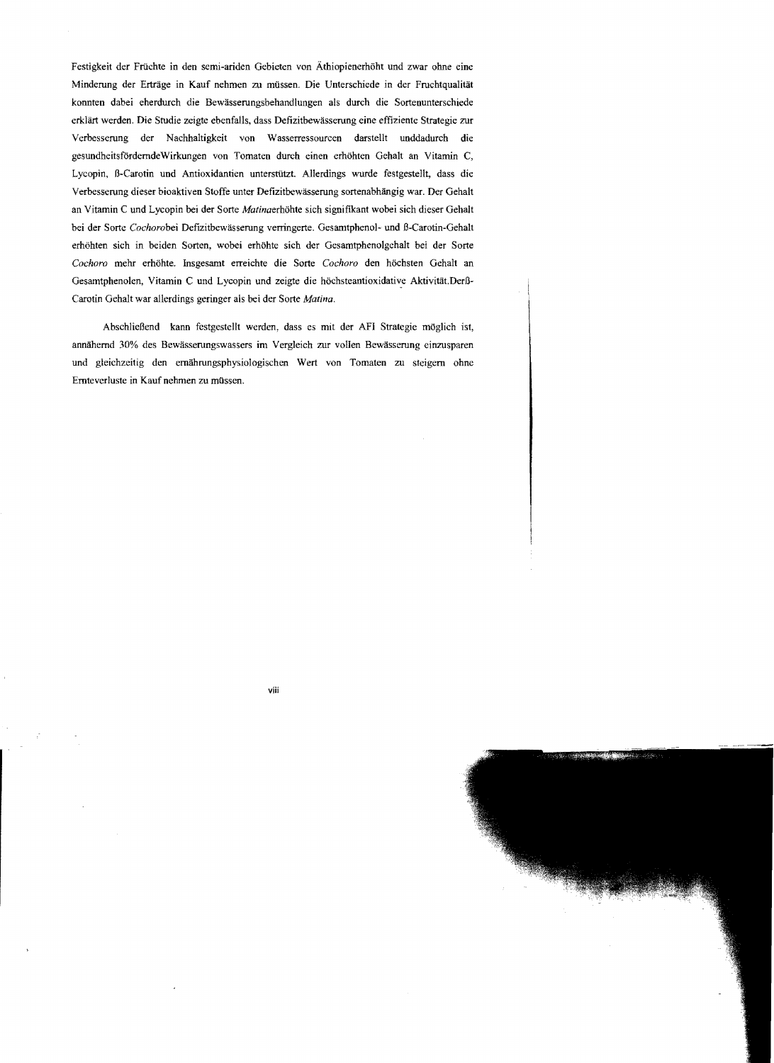Festigkeit der Früchte in den semi-ariden Gebieten von Äthiopienerhöht und zwar ohne eine Minderung der Erträge in Kauf nehmen zu müssen. Die Unterschiede in der Fruchtqualität konnten dabei eherdurch die Bewässerungsbehandlungen als durch die Sortenunterschiede erklärt werden. Die Studie zeigte ebenfalls, dass Defizitbewässerung eine effiziente Strategie zur Verbesserung der Nachhaltigkeit von Wasserressourcen darstellt unddadurch die gesundheitsfördemdeWirkungen von Tomaten durch einen erhöhten Gehalt an Vitamin C, Lycopin, ß-Carotin und Antioxidantien unterstützt. Allerdings wurde festgestellt, dass die Verbesserung dieser bioaktiven Stoffe unter Defizitbewässerung sortenabhängig war. Der Gehalt an Vitamin C und Lycopin bei der Sorte *Matina*erhöhte sich signifikant wobei sich dieser Gehalt bei der Sorte *Cochoro*bei Defizitbewässerung verringerte. Gesamtphenol- und ß-Carotin-Gehalt erhöhten sich in beiden Sorten, wobei erhöhte sich der Gesamtphenolgehalt bei der Sorte *Cochoro* mehr erhöhte. Insgesamt erreichte die Sorte *Cochoro* den höchsten Gehalt an Gesamtphenolen, Vitamin C und Lycopin und zeigte die höchsteantioxidative Aktivität.Derß-Carotin Gehalt war allerdings geringer als bei der Sorte *Matina*.

Abschließend kann festgestellt werden, dass es mit der AFI Strategie möglich ist, annähernd 30% des Bewässerungswassers im Vergleich zur vollen Bewässerung einzusparen und gleichzeitig den ernährungsphysiologischen Wert von Tomaten zu steigern ohne Ernteverluste in Kauf nehmen zu müssen.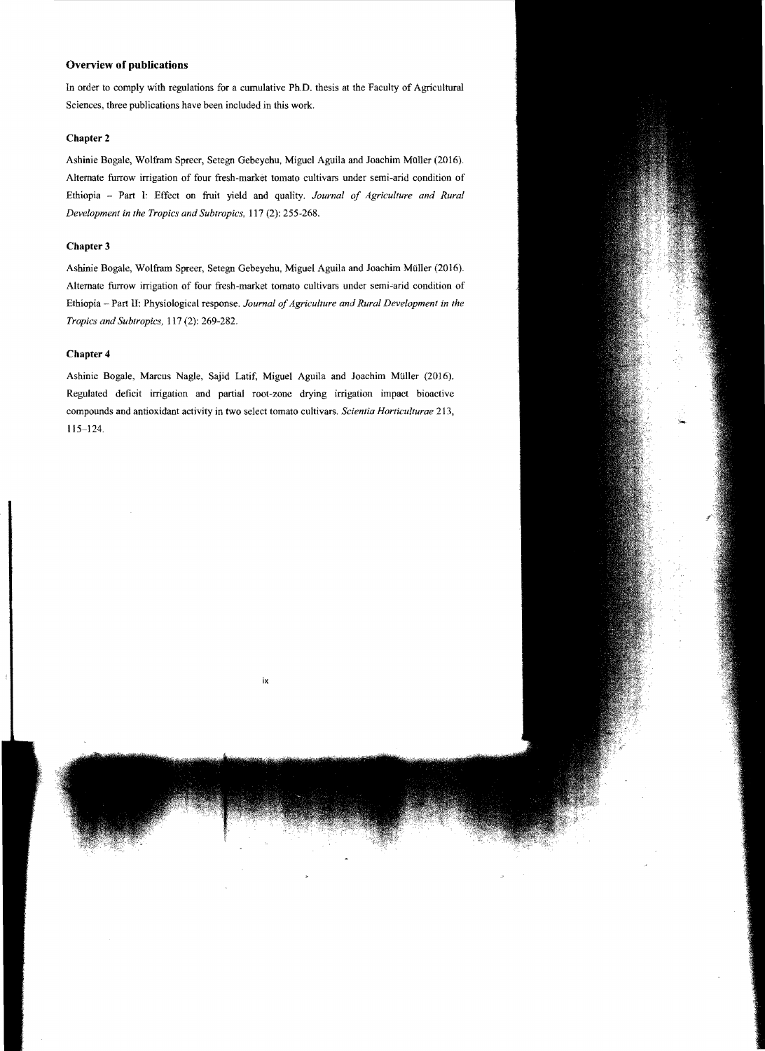## Overview of publications

In order to comply with regulations for a cumulative Ph.D. thesis at the Faculty of Agricultural Sciences, three publications have been included in this work.

### Chapter 2

Ashinie Bogale, Wolfram Spreer, Setegn Gebeyehu, Miguel Aguila and Joachim Müller (2016). Alternate furrow irrigation of four fresh-market tomato cultivars under semi-arid condition of Ethiopia – Part I: Effect on fruit yield and quality. *Journal of Agriculture and Rural Development in the Tropics and Subtropics*, 117 (2): 255-268.

### Chapter 3

Ashinie Bogale, Wolfram Spreer, Setegn Gebeyehu, Miguel Aguila and Joachim Müller (2016). Alternate furrow irrigation of four fresh-market tomato cultivars under semi-arid condition of Ethiopia – Part II: Physiological response. *Journal of Agriculture and Rural Development in the Tropics and Subtropics*, 117 (2): 269-282.

### Chapter 4

Ashinie Bogale, Marcus Nagle, Sajid Latif, Miguel Aguila and Joachim Müller (2016). Regulated deficit irrigation and partial root-zone drying irrigation impact bioactive compounds and antioxidant activity in two select tomato cultivars. *Scientia Horticulturae* 213, 115–124.